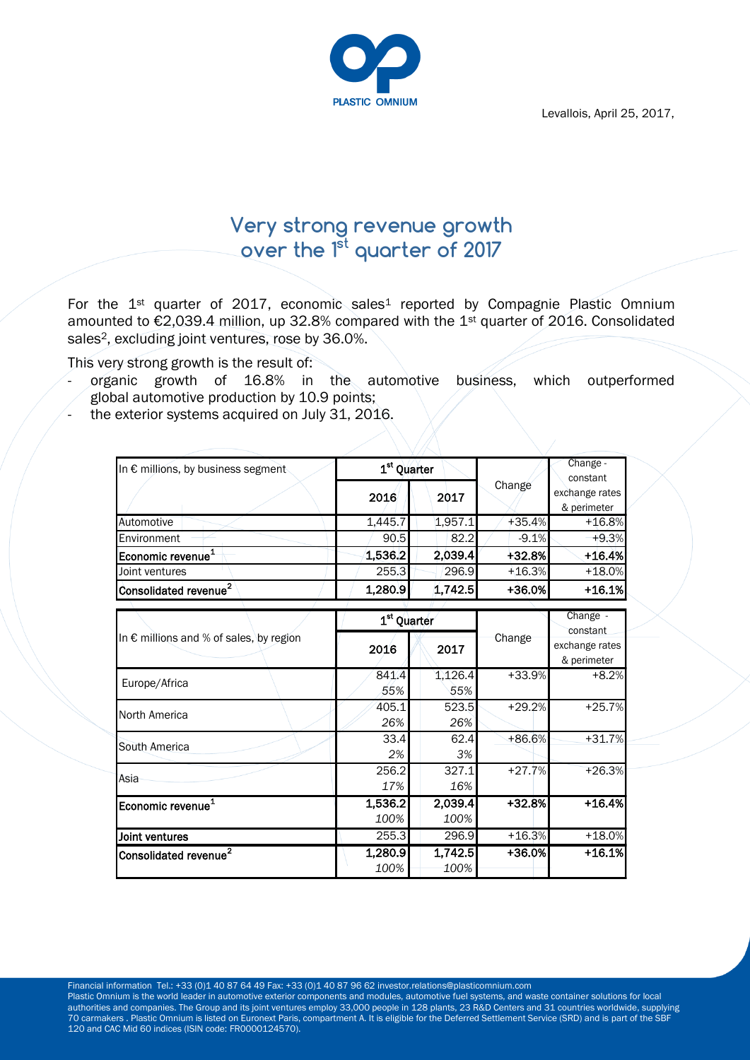PLASTIC OMNIUM

Levallois, April 25, 2017,

# Very strong revenue growth over the 1st quarter of 2017

For the 1st quarter of 2017, economic sales[1] reported by Compagnie Plastic Omnium amounted to €2,039.4 million, up 32.8% compared with the 1st quarter of 2016. Consolidated sales[2], excluding joint ventures, rose by 36.0%.

This very strong growth is the result of:

- organic growth of 16.8% in the automotive business, which outperformed global automotive production by 10.9 points;
- the exterior systems acquired on July 31, 2016.

| In € millions, by business segment | 1st Quarter | | Change | Change - constant exchange rates & perimeter |
|---|---|---|---|---|
| | 2016 | 2017 | | |
| Automotive | 1,445.7 | 1,957.1 | +35.4% | +16.8% |
| Environment | 90.5 | 82.2 | -9.1% | +9.3% |
| **Economic revenue[1]** | **1,536.2** | **2,039.4** | **+32.8%** | **+16.4%** |
| Joint ventures | 255.3 | 296.9 | +16.3% | +18.0% |
| **Consolidated revenue[2]** | **1,280.9** | **1,742.5** | **+36.0%** | **+16.1%** |

| In € millions and % of sales, by region | 1st Quarter | | Change | Change - constant exchange rates & perimeter |
|---|---|---|---|---|
| | 2016 | 2017 | | |
| Europe/Africa | 841.4 | 1,126.4 | +33.9% | +8.2% |
| | *55%* | *55%* | | |
| North America | 405.1 | 523.5 | +29.2% | +25.7% |
| | *26%* | *26%* | | |
| South America | 33.4 | 62.4 | +86.6% | +31.7% |
| | *2%* | *3%* | | |
| Asia | 256.2 | 327.1 | +27.7% | +26.3% |
| | *17%* | *16%* | | |
| **Economic revenue[1]** | **1,536.2** | **2,039.4** | **+32.8%** | **+16.4%** |
| | *100%* | *100%* | | |
| **Joint ventures** | 255.3 | 296.9 | +16.3% | +18.0% |
| **Consolidated revenue[2]** | **1,280.9** | **1,742.5** | **+36.0%** | **+16.1%** |
| | *100%* | *100%* | | |

Financial information Tel.: +33 (0)1 40 87 64 49 Fax: +33 (0)1 40 87 96 62 investor.relations@plasticomnium.com
Plastic Omnium is the world leader in automotive exterior components and modules, automotive fuel systems, and waste container solutions for local authorities and companies. The Group and its joint ventures employ 33,000 people in 128 plants, 23 R&D Centers and 31 countries worldwide, supplying 70 carmakers . Plastic Omnium is listed on Euronext Paris, compartment A. It is eligible for the Deferred Settlement Service (SRD) and is part of the SBF 120 and CAC Mid 60 indices (ISIN code: FR0000124570).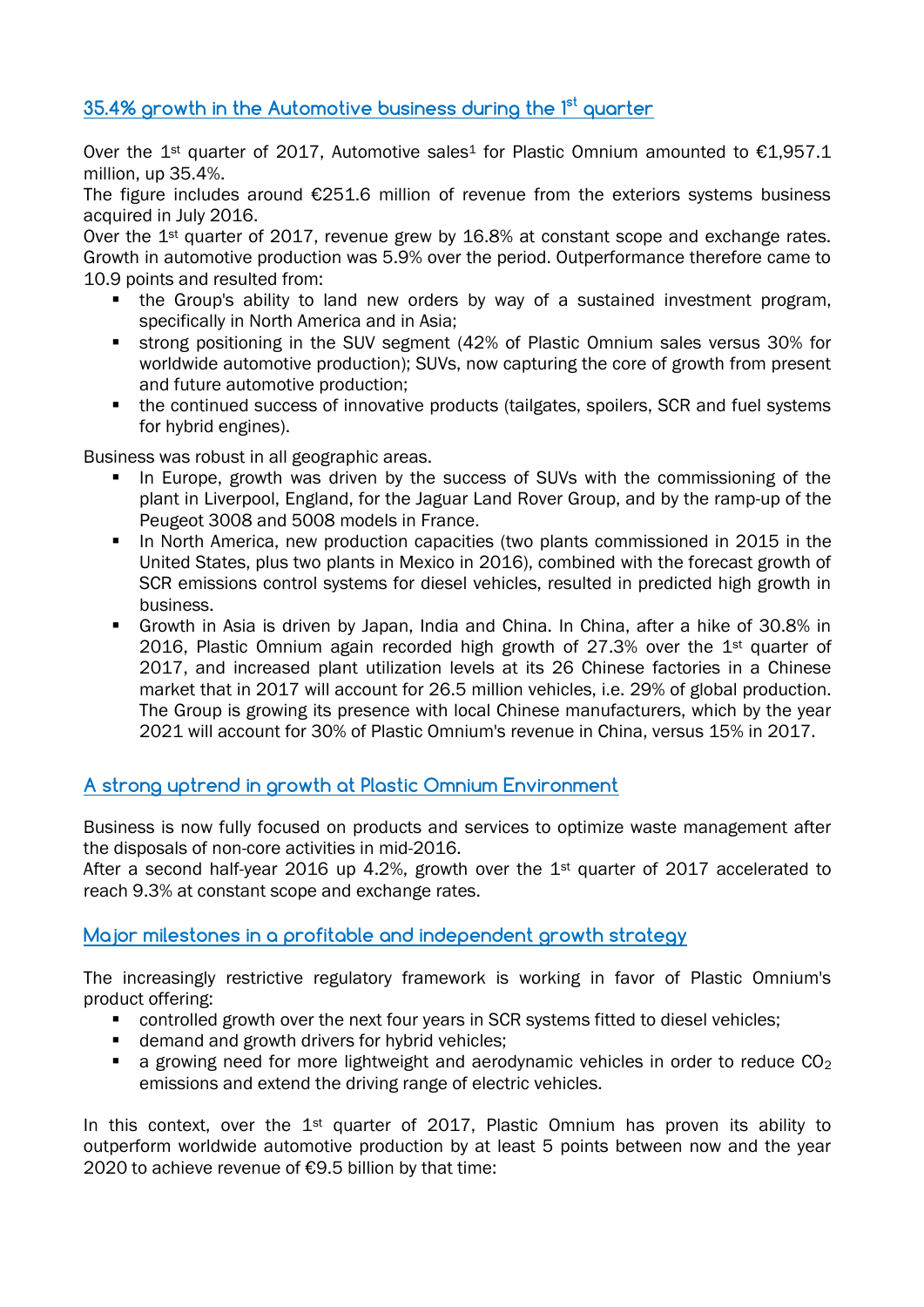## 35.4% growth in the Automotive business during the 1st quarter

Over the 1st quarter of 2017, Automotive sales[1] for Plastic Omnium amounted to €1,957.1 million, up 35.4%.
The figure includes around €251.6 million of revenue from the exteriors systems business acquired in July 2016.
Over the 1st quarter of 2017, revenue grew by 16.8% at constant scope and exchange rates. Growth in automotive production was 5.9% over the period. Outperformance therefore came to 10.9 points and resulted from:

- the Group's ability to land new orders by way of a sustained investment program, specifically in North America and in Asia;
- strong positioning in the SUV segment (42% of Plastic Omnium sales versus 30% for worldwide automotive production); SUVs, now capturing the core of growth from present and future automotive production;
- the continued success of innovative products (tailgates, spoilers, SCR and fuel systems for hybrid engines).

Business was robust in all geographic areas.

- In Europe, growth was driven by the success of SUVs with the commissioning of the plant in Liverpool, England, for the Jaguar Land Rover Group, and by the ramp-up of the Peugeot 3008 and 5008 models in France.
- In North America, new production capacities (two plants commissioned in 2015 in the United States, plus two plants in Mexico in 2016), combined with the forecast growth of SCR emissions control systems for diesel vehicles, resulted in predicted high growth in business.
- Growth in Asia is driven by Japan, India and China. In China, after a hike of 30.8% in 2016, Plastic Omnium again recorded high growth of 27.3% over the 1st quarter of 2017, and increased plant utilization levels at its 26 Chinese factories in a Chinese market that in 2017 will account for 26.5 million vehicles, i.e. 29% of global production. The Group is growing its presence with local Chinese manufacturers, which by the year 2021 will account for 30% of Plastic Omnium's revenue in China, versus 15% in 2017.

## A strong uptrend in growth at Plastic Omnium Environment

Business is now fully focused on products and services to optimize waste management after the disposals of non-core activities in mid-2016.
After a second half-year 2016 up 4.2%, growth over the 1st quarter of 2017 accelerated to reach 9.3% at constant scope and exchange rates.

## Major milestones in a profitable and independent growth strategy

The increasingly restrictive regulatory framework is working in favor of Plastic Omnium's product offering:

- controlled growth over the next four years in SCR systems fitted to diesel vehicles;
- demand and growth drivers for hybrid vehicles;
- a growing need for more lightweight and aerodynamic vehicles in order to reduce $CO_2$ emissions and extend the driving range of electric vehicles.

In this context, over the 1st quarter of 2017, Plastic Omnium has proven its ability to outperform worldwide automotive production by at least 5 points between now and the year 2020 to achieve revenue of €9.5 billion by that time: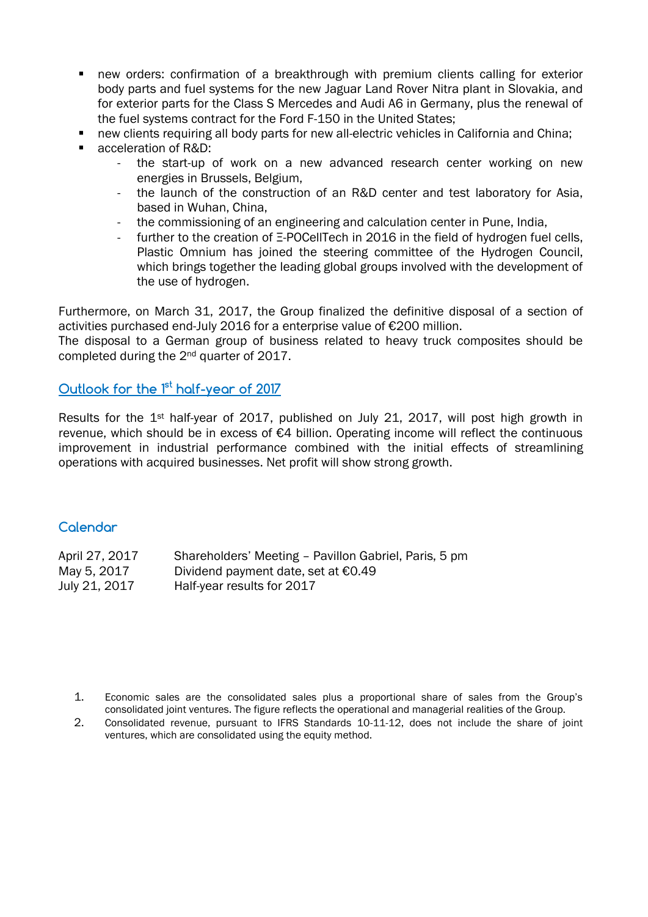- new orders: confirmation of a breakthrough with premium clients calling for exterior body parts and fuel systems for the new Jaguar Land Rover Nitra plant in Slovakia, and for exterior parts for the Class S Mercedes and Audi A6 in Germany, plus the renewal of the fuel systems contract for the Ford F-150 in the United States;
- new clients requiring all body parts for new all-electric vehicles in California and China;
- acceleration of R&D:
  - the start-up of work on a new advanced research center working on new energies in Brussels, Belgium,
  - the launch of the construction of an R&D center and test laboratory for Asia, based in Wuhan, China,
  - the commissioning of an engineering and calculation center in Pune, India,
  - further to the creation of Ξ-POCellTech in 2016 in the field of hydrogen fuel cells, Plastic Omnium has joined the steering committee of the Hydrogen Council, which brings together the leading global groups involved with the development of the use of hydrogen.

Furthermore, on March 31, 2017, the Group finalized the definitive disposal of a section of activities purchased end-July 2016 for a enterprise value of €200 million.
The disposal to a German group of business related to heavy truck composites should be completed during the 2nd quarter of 2017.

## Outlook for the 1st half-year of 2017

Results for the 1st half-year of 2017, published on July 21, 2017, will post high growth in revenue, which should be in excess of €4 billion. Operating income will reflect the continuous improvement in industrial performance combined with the initial effects of streamlining operations with acquired businesses. Net profit will show strong growth.

## Calendar

| | |
|---|---|
| April 27, 2017 | Shareholders' Meeting – Pavillon Gabriel, Paris, 5 pm |
| May 5, 2017 | Dividend payment date, set at €0.49 |
| July 21, 2017 | Half-year results for 2017 |

1. Economic sales are the consolidated sales plus a proportional share of sales from the Group's consolidated joint ventures. The figure reflects the operational and managerial realities of the Group.
2. Consolidated revenue, pursuant to IFRS Standards 10-11-12, does not include the share of joint ventures, which are consolidated using the equity method.